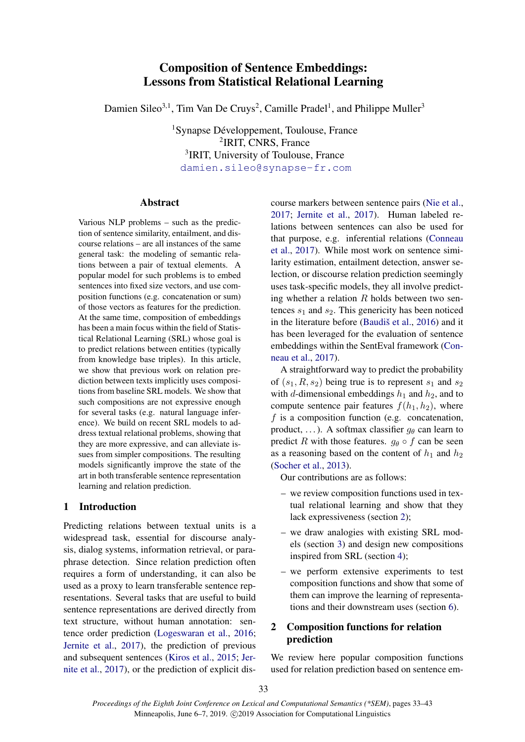# Composition of Sentence Embeddings: Lessons from Statistical Relational Learning

Damien Sileo[3,1], Tim Van De Cruys[2], Camille Pradel[1], and Philippe Muller[3]

[1]Synapse Développement, Toulouse, France
[2]IRIT, CNRS, France
[3]IRIT, University of Toulouse, France
damien.sileo@synapse-fr.com

## Abstract

Various NLP problems – such as the prediction of sentence similarity, entailment, and discourse relations – are all instances of the same general task: the modeling of semantic relations between a pair of textual elements. A popular model for such problems is to embed sentences into fixed size vectors, and use composition functions (e.g. concatenation or sum) of those vectors as features for the prediction. At the same time, composition of embeddings has been a main focus within the field of Statistical Relational Learning (SRL) whose goal is to predict relations between entities (typically from knowledge base triples). In this article, we show that previous work on relation prediction between texts implicitly uses compositions from baseline SRL models. We show that such compositions are not expressive enough for several tasks (e.g. natural language inference). We build on recent SRL models to address textual relational problems, showing that they are more expressive, and can alleviate issues from simpler compositions. The resulting models significantly improve the state of the art in both transferable sentence representation learning and relation prediction.

## 1 Introduction

Predicting relations between textual units is a widespread task, essential for discourse analysis, dialog systems, information retrieval, or paraphrase detection. Since relation prediction often requires a form of understanding, it can also be used as a proxy to learn transferable sentence representations. Several tasks that are useful to build sentence representations are derived directly from text structure, without human annotation: sentence order prediction (Logeswaran et al., 2016; Jernite et al., 2017), the prediction of previous and subsequent sentences (Kiros et al., 2015; Jernite et al., 2017), or the prediction of explicit discourse markers between sentence pairs (Nie et al., 2017; Jernite et al., 2017). Human labeled relations between sentences can also be used for that purpose, e.g. inferential relations (Conneau et al., 2017). While most work on sentence similarity estimation, entailment detection, answer selection, or discourse relation prediction seemingly uses task-specific models, they all involve predicting whether a relation $R$ holds between two sentences $s_1$ and $s_2$. This genericity has been noticed in the literature before (Baudiš et al., 2016) and it has been leveraged for the evaluation of sentence embeddings within the SentEval framework (Conneau et al., 2017).

A straightforward way to predict the probability of $(s_1, R, s_2)$ being true is to represent $s_1$ and $s_2$ with $d$-dimensional embeddings $h_1$ and $h_2$, and to compute sentence pair features $f(h_1, h_2)$, where $f$ is a composition function (e.g. concatenation, product, ...). A softmax classifier $g_\theta$ can learn to predict $R$ with those features. $g_\theta \circ f$ can be seen as a reasoning based on the content of $h_1$ and $h_2$ (Socher et al., 2013).

Our contributions are as follows:

- we review composition functions used in textual relational learning and show that they lack expressiveness (section 2);
- we draw analogies with existing SRL models (section 3) and design new compositions inspired from SRL (section 4);
- we perform extensive experiments to test composition functions and show that some of them can improve the learning of representations and their downstream uses (section 6).

## 2 Composition functions for relation prediction

We review here popular composition functions used for relation prediction based on sentence em-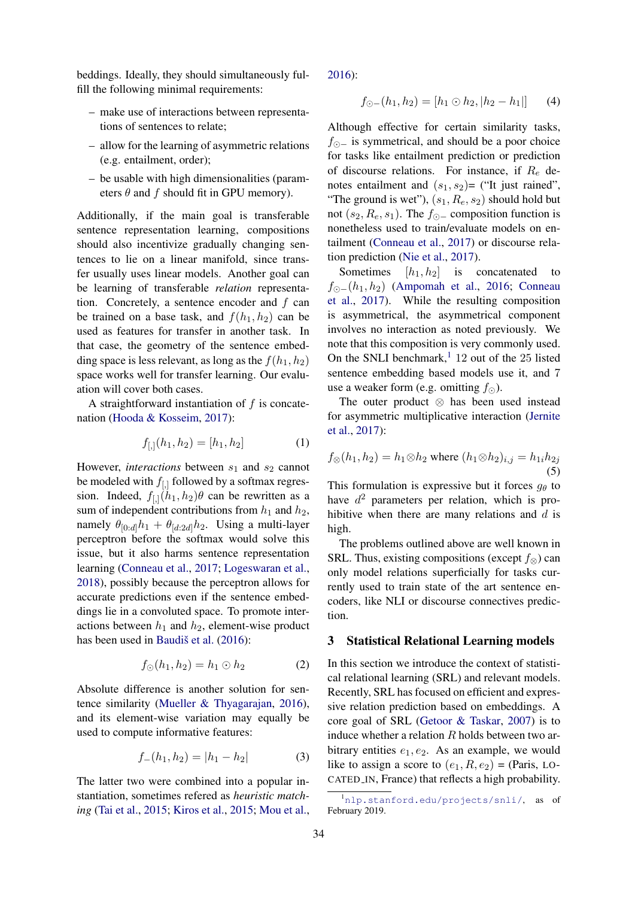beddings. Ideally, they should simultaneously fulfill the following minimal requirements:

- make use of interactions between representations of sentences to relate;
- allow for the learning of asymmetric relations (e.g. entailment, order);
- be usable with high dimensionalities (parameters $\theta$ and $f$ should fit in GPU memory).

Additionally, if the main goal is transferable sentence representation learning, compositions should also incentivize gradually changing sentences to lie on a linear manifold, since transfer usually uses linear models. Another goal can be learning of transferable *relation* representation. Concretely, a sentence encoder and $f$ can be trained on a base task, and $f(h_1, h_2)$ can be used as features for transfer in another task. In that case, the geometry of the sentence embedding space is less relevant, as long as the $f(h_1, h_2)$ space works well for transfer learning. Our evaluation will cover both cases.

A straightforward instantiation of $f$ is concatenation (Hooda & Kosseim, 2017):

$$f_{[,]}(h_1, h_2) = [h_1, h_2] \tag{1}$$

However, *interactions* between $s_1$ and $s_2$ cannot be modeled with $f_{[,]}$ followed by a softmax regression. Indeed, $f_{[,]}(h_1, h_2)\theta$ can be rewritten as a sum of independent contributions from $h_1$ and $h_2$, namely $\theta_{[0:d]}h_1 + \theta_{[d:2d]}h_2$. Using a multi-layer perceptron before the softmax would solve this issue, but it also harms sentence representation learning (Conneau et al., 2017; Logeswaran et al., 2018), possibly because the perceptron allows for accurate predictions even if the sentence embeddings lie in a convoluted space. To promote interactions between $h_1$ and $h_2$, element-wise product has been used in Baudiš et al. (2016):

$$f_{\odot}(h_1, h_2) = h_1 \odot h_2 \tag{2}$$

Absolute difference is another solution for sentence similarity (Mueller & Thyagarajan, 2016), and its element-wise variation may equally be used to compute informative features:

$$f_{-}(h_1, h_2) = |h_1 - h_2| \tag{3}$$

The latter two were combined into a popular instantiation, sometimes refered as *heuristic matching* (Tai et al., 2015; Kiros et al., 2015; Mou et al., 2016):

$$f_{\odot-}(h_1, h_2) = [h_1 \odot h_2, |h_2 - h_1|] \tag{4}$$

Although effective for certain similarity tasks, $f_{\odot-}$ is symmetrical, and should be a poor choice for tasks like entailment prediction or prediction of discourse relations. For instance, if $R_e$ denotes entailment and $(s_1, s_2)$= ("It just rained", "The ground is wet"), $(s_1, R_e, s_2)$ should hold but not $(s_2, R_e, s_1)$. The $f_{\odot-}$ composition function is nonetheless used to train/evaluate models on entailment (Conneau et al., 2017) or discourse relation prediction (Nie et al., 2017).

Sometimes $[h_1, h_2]$ is concatenated to $f_{\odot-}(h_1, h_2)$ (Ampomah et al., 2016; Conneau et al., 2017). While the resulting composition is asymmetrical, the asymmetrical component involves no interaction as noted previously. We note that this composition is very commonly used. On the SNLI benchmark,[1] 12 out of the 25 listed sentence embedding based models use it, and 7 use a weaker form (e.g. omitting $f_{\odot}$).

The outer product $\otimes$ has been used instead for asymmetric multiplicative interaction (Jernite et al., 2017):

$$f_{\otimes}(h_1, h_2) = h_1 \otimes h_2 \text{ where } (h_1 \otimes h_2)_{i,j} = h_{1i} h_{2j} \tag{5}$$

This formulation is expressive but it forces $g_\theta$ to have $d^2$ parameters per relation, which is prohibitive when there are many relations and $d$ is high.

The problems outlined above are well known in SRL. Thus, existing compositions (except $f_{\otimes}$) can only model relations superficially for tasks currently used to train state of the art sentence encoders, like NLI or discourse connectives prediction.

## 3 Statistical Relational Learning models

In this section we introduce the context of statistical relational learning (SRL) and relevant models. Recently, SRL has focused on efficient and expressive relation prediction based on embeddings. A core goal of SRL (Getoor & Taskar, 2007) is to induce whether a relation $R$ holds between two arbitrary entities $e_1, e_2$. As an example, we would like to assign a score to $(e_1, R, e_2)$ = (Paris, LOCATED_IN, France) that reflects a high probability.

[1] nlp.stanford.edu/projects/snli/, as of February 2019.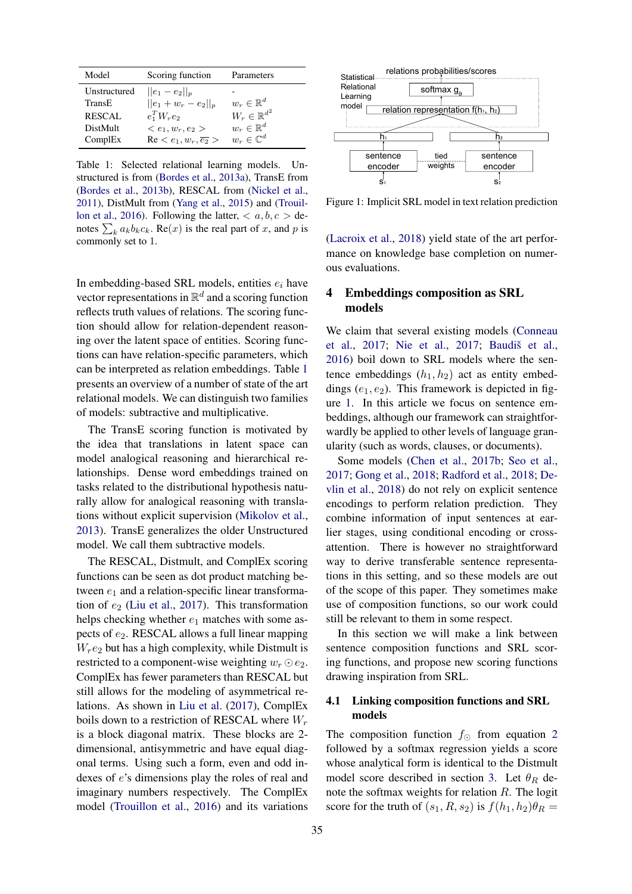| Model | Scoring function | Parameters |
|---|---|---|
| Unstructured | $\|\|e_1 - e_2\|\|_p$ | - |
| TransE | $\|\|e_1 + w_r - e_2\|\|_p$ | $w_r \in \mathbb{R}^d$ |
| RESCAL | $e_1^T W_r e_2$ | $W_r \in \mathbb{R}^{d^2}$ |
| DistMult | $< e_1, w_r, e_2 >$ | $w_r \in \mathbb{R}^d$ |
| ComplEx | Re $< e_1, w_r, \overline{e_2} >$ | $w_r \in \mathbb{C}^d$ |

Table 1: Selected relational learning models. Unstructured is from (Bordes et al., 2013a), TransE from (Bordes et al., 2013b), RESCAL from (Nickel et al., 2011), DistMult from (Yang et al., 2015) and (Trouillon et al., 2016). Following the latter, $< a, b, c >$ denotes $\sum_k a_k b_k c_k$. Re$(x)$ is the real part of $x$, and $p$ is commonly set to 1.

In embedding-based SRL models, entities $e_i$ have vector representations in $\mathbb{R}^d$ and a scoring function reflects truth values of relations. The scoring function should allow for relation-dependent reasoning over the latent space of entities. Scoring functions can have relation-specific parameters, which can be interpreted as relation embeddings. Table 1 presents an overview of a number of state of the art relational models. We can distinguish two families of models: subtractive and multiplicative.

The TransE scoring function is motivated by the idea that translations in latent space can model analogical reasoning and hierarchical relationships. Dense word embeddings trained on tasks related to the distributional hypothesis naturally allow for analogical reasoning with translations without explicit supervision (Mikolov et al., 2013). TransE generalizes the older Unstructured model. We call them subtractive models.

The RESCAL, Distmult, and ComplEx scoring functions can be seen as dot product matching between $e_1$ and a relation-specific linear transformation of $e_2$ (Liu et al., 2017). This transformation helps checking whether $e_1$ matches with some aspects of $e_2$. RESCAL allows a full linear mapping $W_r e_2$ but has a high complexity, while Distmult is restricted to a component-wise weighting $w_r \odot e_2$. ComplEx has fewer parameters than RESCAL but still allows for the modeling of asymmetrical relations. As shown in Liu et al. (2017), ComplEx boils down to a restriction of RESCAL where $W_r$ is a block diagonal matrix. These blocks are 2-dimensional, antisymmetric and have equal diagonal terms. Using such a form, even and odd indexes of $e$'s dimensions play the roles of real and imaginary numbers respectively. The ComplEx model (Trouillon et al., 2016) and its variations (Lacroix et al., 2018) yield state of the art performance on knowledge base completion on numerous evaluations.

Figure 1: Implicit SRL model in text relation prediction

## 4 Embeddings composition as SRL models

We claim that several existing models (Conneau et al., 2017; Nie et al., 2017; Baudiš et al., 2016) boil down to SRL models where the sentence embeddings $(h_1, h_2)$ act as entity embeddings $(e_1, e_2)$. This framework is depicted in figure 1. In this article we focus on sentence embeddings, although our framework can straightforwardly be applied to other levels of language granularity (such as words, clauses, or documents).

Some models (Chen et al., 2017b; Seo et al., 2017; Gong et al., 2018; Radford et al., 2018; Devlin et al., 2018) do not rely on explicit sentence encodings to perform relation prediction. They combine information of input sentences at earlier stages, using conditional encoding or cross-attention. There is however no straightforward way to derive transferable sentence representations in this setting, and so these models are out of the scope of this paper. They sometimes make use of composition functions, so our work could still be relevant to them in some respect.

In this section we will make a link between sentence composition functions and SRL scoring functions, and propose new scoring functions drawing inspiration from SRL.

### 4.1 Linking composition functions and SRL models

The composition function $f_\odot$ from equation 2 followed by a softmax regression yields a score whose analytical form is identical to the Distmult model score described in section 3. Let $\theta_R$ denote the softmax weights for relation $R$. The logit score for the truth of $(s_1, R, s_2)$ is $f(h_1, h_2)\theta_R =$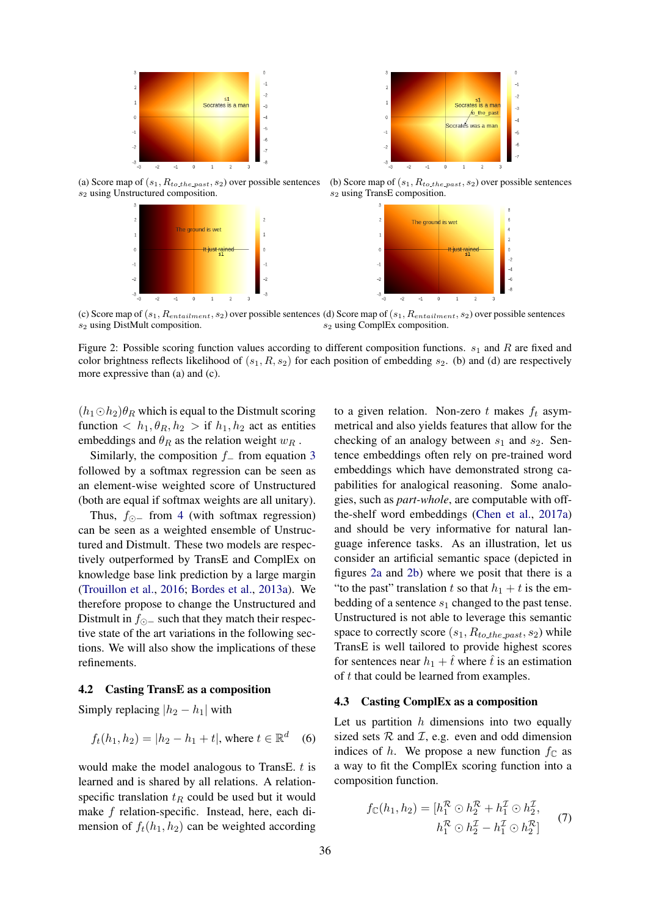(a) Score map of $(s_1, R_{to\_the\_past}, s_2)$ over possible sentences $s_2$ using Unstructured composition.

(b) Score map of $(s_1, R_{to\_the\_past}, s_2)$ over possible sentences $s_2$ using TransE composition.

(c) Score map of $(s_1, R_{entailment}, s_2)$ over possible sentences $s_2$ using DistMult composition.

(d) Score map of $(s_1, R_{entailment}, s_2)$ over possible sentences $s_2$ using ComplEx composition.

Figure 2: Possible scoring function values according to different composition functions. $s_1$ and $R$ are fixed and color brightness reflects likelihood of $(s_1, R, s_2)$ for each position of embedding $s_2$. (b) and (d) are respectively more expressive than (a) and (c).

$(h_1 \odot h_2)\theta_R$ which is equal to the Distmult scoring function $< h_1, \theta_R, h_2 >$ if $h_1, h_2$ act as entities embeddings and $\theta_R$ as the relation weight $w_R$ .

Similarly, the composition $f_-$ from equation 3 followed by a softmax regression can be seen as an element-wise weighted score of Unstructured (both are equal if softmax weights are all unitary).

Thus, $f_{\odot -}$ from 4 (with softmax regression) can be seen as a weighted ensemble of Unstructured and Distmult. These two models are respectively outperformed by TransE and ComplEx on knowledge base link prediction by a large margin (Trouillon et al., 2016; Bordes et al., 2013a). We therefore propose to change the Unstructured and Distmult in $f_{\odot -}$ such that they match their respective state of the art variations in the following sections. We will also show the implications of these refinements.

## 4.2 Casting TransE as a composition

Simply replacing $|h_2 - h_1|$ with

$$f_t(h_1, h_2) = |h_2 - h_1 + t|, \text{ where } t \in \mathbb{R}^d \quad (6)$$

would make the model analogous to TransE. $t$ is learned and is shared by all relations. A relation-specific translation $t_R$ could be used but it would make $f$ relation-specific. Instead, here, each dimension of $f_t(h_1, h_2)$ can be weighted according to a given relation. Non-zero $t$ makes $f_t$ asymmetrical and also yields features that allow for the checking of an analogy between $s_1$ and $s_2$. Sentence embeddings often rely on pre-trained word embeddings which have demonstrated strong capabilities for analogical reasoning. Some analogies, such as *part-whole*, are computable with off-the-shelf word embeddings (Chen et al., 2017a) and should be very informative for natural language inference tasks. As an illustration, let us consider an artificial semantic space (depicted in figures 2a and 2b) where we posit that there is a "to the past" translation $t$ so that $h_1 + t$ is the embedding of a sentence $s_1$ changed to the past tense. Unstructured is not able to leverage this semantic space to correctly score $(s_1, R_{to\_the\_past}, s_2)$ while TransE is well tailored to provide highest scores for sentences near $h_1 + \hat{t}$ where $\hat{t}$ is an estimation of $t$ that could be learned from examples.

## 4.3 Casting ComplEx as a composition

Let us partition $h$ dimensions into two equally sized sets $\mathcal{R}$ and $\mathcal{I}$, e.g. even and odd dimension indices of $h$. We propose a new function $f_{\mathbb{C}}$ as a way to fit the ComplEx scoring function into a composition function.

$$f_{\mathbb{C}}(h_1, h_2) = [h_1^{\mathcal{R}} \odot h_2^{\mathcal{R}} + h_1^{\mathcal{I}} \odot h_2^{\mathcal{I}}, \\ h_1^{\mathcal{R}} \odot h_2^{\mathcal{I}} - h_1^{\mathcal{I}} \odot h_2^{\mathcal{R}}] \quad (7)$$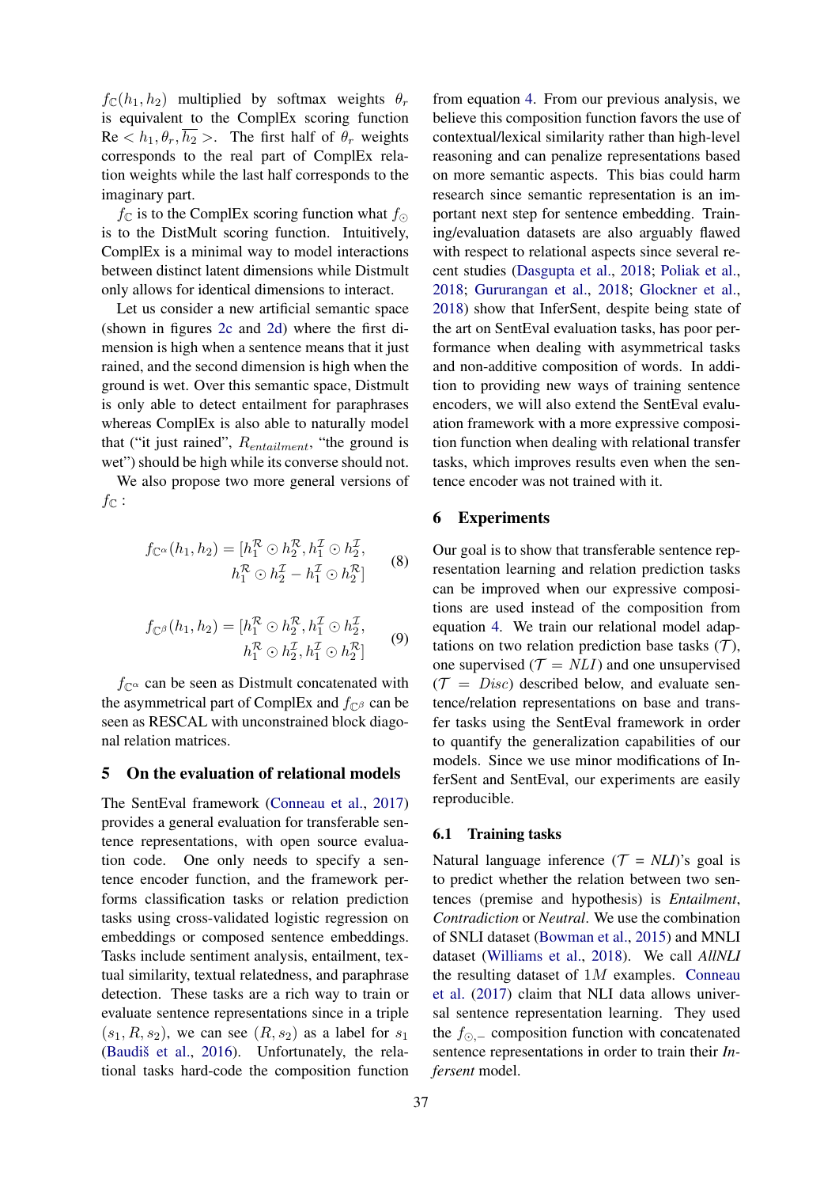$f_{\mathbb{C}}(h_1, h_2)$ multiplied by softmax weights $\theta_r$ is equivalent to the ComplEx scoring function Re $< h_1, \theta_r, \overline{h_2} >$. The first half of $\theta_r$ weights corresponds to the real part of ComplEx relation weights while the last half corresponds to the imaginary part.

$f_{\mathbb{C}}$ is to the ComplEx scoring function what $f_{\odot}$ is to the DistMult scoring function. Intuitively, ComplEx is a minimal way to model interactions between distinct latent dimensions while Distmult only allows for identical dimensions to interact.

Let us consider a new artificial semantic space (shown in figures 2c and 2d) where the first dimension is high when a sentence means that it just rained, and the second dimension is high when the ground is wet. Over this semantic space, Distmult is only able to detect entailment for paraphrases whereas ComplEx is also able to naturally model that ("it just rained", $R_{entailment}$, "the ground is wet") should be high while its converse should not.

We also propose two more general versions of $f_{\mathbb{C}}$ :

$$f_{\mathbb{C}^{\alpha}}(h_1, h_2) = [h_1^{\mathcal{R}} \odot h_2^{\mathcal{R}}, h_1^{\mathcal{I}} \odot h_2^{\mathcal{I}}, h_1^{\mathcal{R}} \odot h_2^{\mathcal{I}} - h_1^{\mathcal{I}} \odot h_2^{\mathcal{R}}] \quad (8)$$

$$f_{\mathbb{C}^{\beta}}(h_1, h_2) = [h_1^{\mathcal{R}} \odot h_2^{\mathcal{R}}, h_1^{\mathcal{I}} \odot h_2^{\mathcal{I}}, h_1^{\mathcal{R}} \odot h_2^{\mathcal{I}}, h_1^{\mathcal{I}} \odot h_2^{\mathcal{R}}] \quad (9)$$

$f_{\mathbb{C}^{\alpha}}$ can be seen as Distmult concatenated with the asymmetrical part of ComplEx and $f_{\mathbb{C}^{\beta}}$ can be seen as RESCAL with unconstrained block diagonal relation matrices.

## 5 On the evaluation of relational models

The SentEval framework (Conneau et al., 2017) provides a general evaluation for transferable sentence representations, with open source evaluation code. One only needs to specify a sentence encoder function, and the framework performs classification tasks or relation prediction tasks using cross-validated logistic regression on embeddings or composed sentence embeddings. Tasks include sentiment analysis, entailment, textual similarity, textual relatedness, and paraphrase detection. These tasks are a rich way to train or evaluate sentence representations since in a triple $(s_1, R, s_2)$, we can see $(R, s_2)$ as a label for $s_1$ (Baudiš et al., 2016). Unfortunately, the relational tasks hard-code the composition function from equation 4. From our previous analysis, we believe this composition function favors the use of contextual/lexical similarity rather than high-level reasoning and can penalize representations based on more semantic aspects. This bias could harm research since semantic representation is an important next step for sentence embedding. Training/evaluation datasets are also arguably flawed with respect to relational aspects since several recent studies (Dasgupta et al., 2018; Poliak et al., 2018; Gururangan et al., 2018; Glockner et al., 2018) show that InferSent, despite being state of the art on SentEval evaluation tasks, has poor performance when dealing with asymmetrical tasks and non-additive composition of words. In addition to providing new ways of training sentence encoders, we will also extend the SentEval evaluation framework with a more expressive composition function when dealing with relational transfer tasks, which improves results even when the sentence encoder was not trained with it.

## 6 Experiments

Our goal is to show that transferable sentence representation learning and relation prediction tasks can be improved when our expressive compositions are used instead of the composition from equation 4. We train our relational model adaptations on two relation prediction base tasks ($\mathcal{T}$), one supervised ($\mathcal{T} = NLI$) and one unsupervised ($\mathcal{T} = Disc$) described below, and evaluate sentence/relation representations on base and transfer tasks using the SentEval framework in order to quantify the generalization capabilities of our models. Since we use minor modifications of InferSent and SentEval, our experiments are easily reproducible.

### 6.1 Training tasks

Natural language inference ($\mathcal{T}$ = *NLI*)'s goal is to predict whether the relation between two sentences (premise and hypothesis) is *Entailment*, *Contradiction* or *Neutral*. We use the combination of SNLI dataset (Bowman et al., 2015) and MNLI dataset (Williams et al., 2018). We call *AllNLI* the resulting dataset of $1M$ examples. Conneau et al. (2017) claim that NLI data allows universal sentence representation learning. They used the $f_{\odot,-}$ composition function with concatenated sentence representations in order to train their *Infersent* model.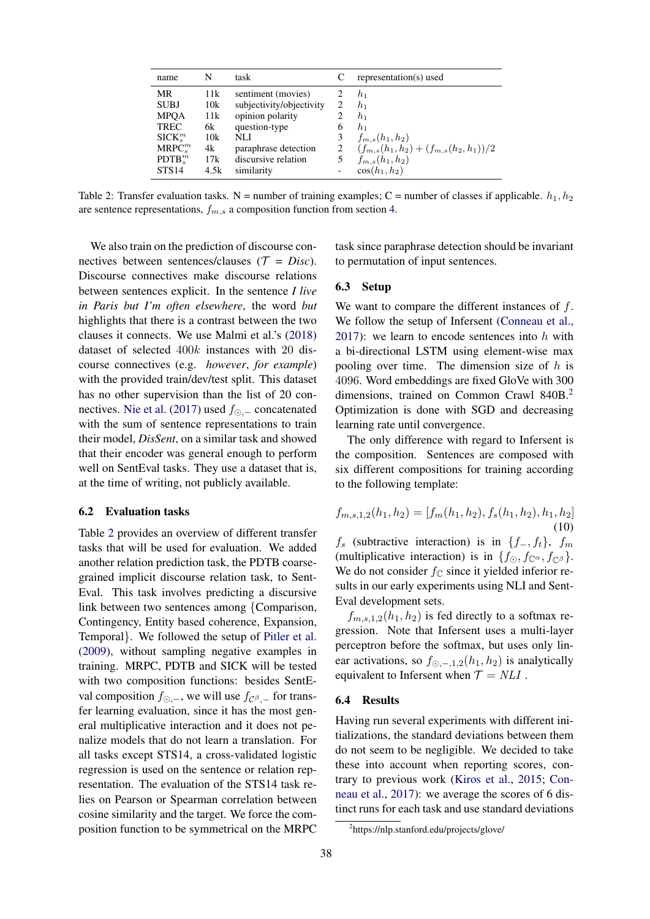| name | N | task | C | representation(s) used |
|---|---|---|---|---|
| MR | 11k | sentiment (movies) | 2 | $h_1$ |
| SUBJ | 10k | subjectivity/objectivity | 2 | $h_1$ |
| MPQA | 11k | opinion polarity | 2 | $h_1$ |
| TREC | 6k | question-type | 6 | $h_1$ |
| SICK$_s^m$ | 10k | NLI | 3 | $f_{m,s}(h_1, h_2)$ |
| MRPC$_s^m$ | 4k | paraphrase detection | 2 | $(f_{m,s}(h_1, h_2) + (f_{m,s}(h_2, h_1))/2$ |
| PDTB$_s^m$ | 17k | discursive relation | 5 | $f_{m,s}(h_1, h_2)$ |
| STS14 | 4.5k | similarity | - | $\cos(h_1, h_2)$ |

Table 2: Transfer evaluation tasks. N = number of training examples; C = number of classes if applicable. $h_1, h_2$ are sentence representations, $f_{m,s}$ a composition function from section 4.

We also train on the prediction of discourse connectives between sentences/clauses ($\mathcal{T}$ = *Disc*). Discourse connectives make discourse relations between sentences explicit. In the sentence *I live in Paris but I'm often elsewhere*, the word *but* highlights that there is a contrast between the two clauses it connects. We use Malmi et al.'s (2018) dataset of selected $400k$ instances with 20 discourse connectives (e.g. *however*, *for example*) with the provided train/dev/test split. This dataset has no other supervision than the list of 20 connectives. Nie et al. (2017) used $f_{\odot,-}$ concatenated with the sum of sentence representations to train their model, *DisSent*, on a similar task and showed that their encoder was general enough to perform well on SentEval tasks. They use a dataset that is, at the time of writing, not publicly available.

### 6.2 Evaluation tasks

Table 2 provides an overview of different transfer tasks that will be used for evaluation. We added another relation prediction task, the PDTB coarse-grained implicit discourse relation task, to SentEval. This task involves predicting a discursive link between two sentences among {Comparison, Contingency, Entity based coherence, Expansion, Temporal}. We followed the setup of Pitler et al. (2009), without sampling negative examples in training. MRPC, PDTB and SICK will be tested with two composition functions: besides SentEval composition $f_{\odot,-}$, we will use $f_{\mathbb{C}^\beta,-}$ for transfer learning evaluation, since it has the most general multiplicative interaction and it does not penalize models that do not learn a translation. For all tasks except STS14, a cross-validated logistic regression is used on the sentence or relation representation. The evaluation of the STS14 task relies on Pearson or Spearman correlation between cosine similarity and the target. We force the composition function to be symmetrical on the MRPC task since paraphrase detection should be invariant to permutation of input sentences.

### 6.3 Setup

We want to compare the different instances of $f$. We follow the setup of Infersent (Conneau et al., 2017): we learn to encode sentences into $h$ with a bi-directional LSTM using element-wise max pooling over time. The dimension size of $h$ is 4096. Word embeddings are fixed GloVe with 300 dimensions, trained on Common Crawl 840B.[2] Optimization is done with SGD and decreasing learning rate until convergence.

The only difference with regard to Infersent is the composition. Sentences are composed with six different compositions for training according to the following template:

$$f_{m,s,1,2}(h_1, h_2) = [f_m(h_1, h_2), f_s(h_1, h_2), h_1, h_2] \tag{10}$$

$f_s$ (subtractive interaction) is in $\{f_-, f_t\}$, $f_m$ (multiplicative interaction) is in $\{f_\odot, f_{\mathbb{C}^\alpha}, f_{\mathbb{C}^\beta}\}$. We do not consider $f_\mathbb{C}$ since it yielded inferior results in our early experiments using NLI and SentEval development sets.

$f_{m,s,1,2}(h_1, h_2)$ is fed directly to a softmax regression. Note that Infersent uses a multi-layer perceptron before the softmax, but uses only linear activations, so $f_{\odot,-,1,2}(h_1, h_2)$ is analytically equivalent to Infersent when $\mathcal{T}$ = *NLI* .

### 6.4 Results

Having run several experiments with different initializations, the standard deviations between them do not seem to be negligible. We decided to take these into account when reporting scores, contrary to previous work (Kiros et al., 2015; Conneau et al., 2017): we average the scores of 6 distinct runs for each task and use standard deviations

[2] https://nlp.stanford.edu/projects/glove/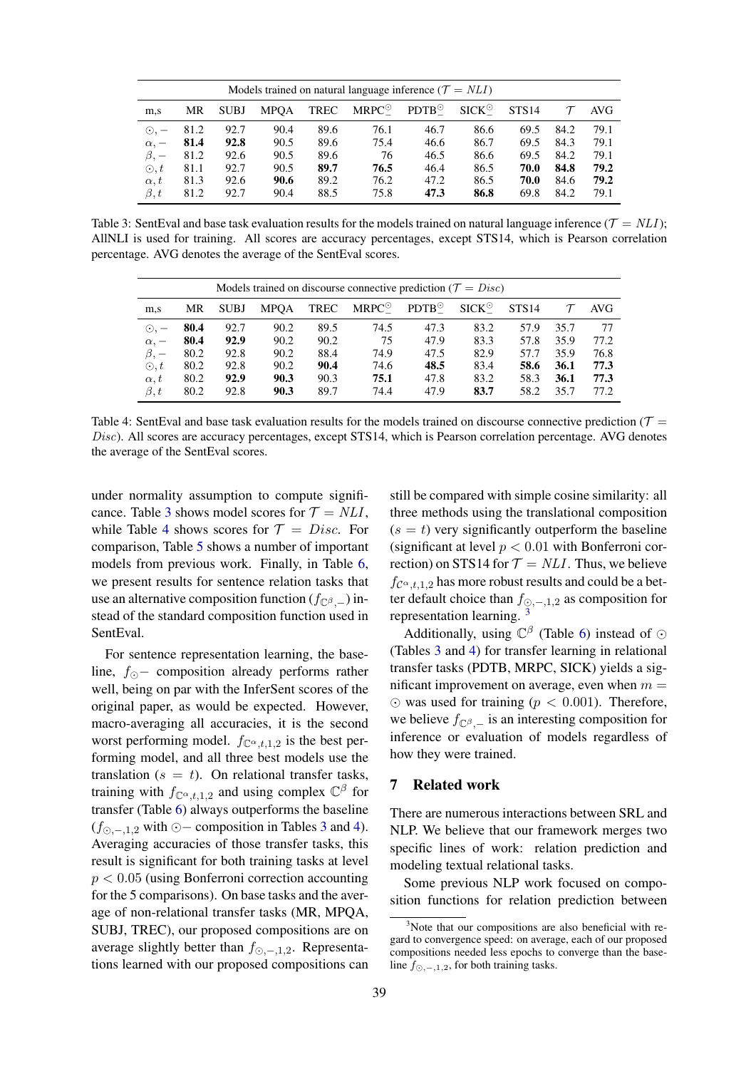| Models trained on natural language inference ($\mathcal{T} = NLI$) | | | | | | | | | | |
|---|---|---|---|---|---|---|---|---|---|---|
| m,s | MR | SUBJ | MPQA | TREC | MRPC$^{\odot}_{-}$ | PDTB$^{\odot}_{-}$ | SICK$^{\odot}_{-}$ | STS14 | $\mathcal{T}$ | AVG |
| $\odot, -$ | 81.2 | 92.7 | 90.4 | 89.6 | 76.1 | 46.7 | 86.6 | 69.5 | 84.2 | 79.1 |
| $\alpha, -$ | **81.4** | **92.8** | 90.5 | 89.6 | 75.4 | 46.6 | 86.7 | 69.5 | 84.3 | 79.1 |
| $\beta, -$ | 81.2 | 92.6 | 90.5 | 89.6 | 76 | 46.5 | 86.6 | 69.5 | 84.2 | 79.1 |
| $\odot, t$ | 81.1 | 92.7 | 90.5 | **89.7** | **76.5** | 46.4 | 86.5 | **70.0** | **84.8** | **79.2** |
| $\alpha, t$ | 81.3 | 92.6 | **90.6** | 89.2 | 76.2 | 47.2 | 86.5 | **70.0** | 84.6 | **79.2** |
| $\beta, t$ | 81.2 | 92.7 | 90.4 | 88.5 | 75.8 | **47.3** | **86.8** | 69.8 | 84.2 | 79.1 |

Table 3: SentEval and base task evaluation results for the models trained on natural language inference ($\mathcal{T} = NLI$); AllNLI is used for training. All scores are accuracy percentages, except STS14, which is Pearson correlation percentage. AVG denotes the average of the SentEval scores.

| Models trained on discourse connective prediction ($\mathcal{T} = Disc$) | | | | | | | | | | |
|---|---|---|---|---|---|---|---|---|---|---|
| m,s | MR | SUBJ | MPQA | TREC | MRPC$^{\odot}_{-}$ | PDTB$^{\odot}_{-}$ | SICK$^{\odot}_{-}$ | STS14 | $\mathcal{T}$ | AVG |
| $\odot, -$ | **80.4** | 92.7 | 90.2 | 89.5 | 74.5 | 47.3 | 83.2 | 57.9 | 35.7 | 77 |
| $\alpha, -$ | **80.4** | **92.9** | 90.2 | 90.2 | 75 | 47.9 | 83.3 | 57.8 | 35.9 | 77.2 |
| $\beta, -$ | 80.2 | 92.8 | 90.2 | 88.4 | 74.9 | 47.5 | 82.9 | 57.7 | 35.9 | 76.8 |
| $\odot, t$ | 80.2 | 92.8 | 90.2 | **90.4** | 74.6 | **48.5** | 83.4 | **58.6** | **36.1** | **77.3** |
| $\alpha, t$ | 80.2 | **92.9** | **90.3** | 90.3 | **75.1** | 47.8 | 83.2 | 58.3 | **36.1** | **77.3** |
| $\beta, t$ | 80.2 | 92.8 | **90.3** | 89.7 | 74.4 | 47.9 | **83.7** | 58.2 | 35.7 | 77.2 |

Table 4: SentEval and base task evaluation results for the models trained on discourse connective prediction ($\mathcal{T} = Disc$). All scores are accuracy percentages, except STS14, which is Pearson correlation percentage. AVG denotes the average of the SentEval scores.

under normality assumption to compute significance. Table 3 shows model scores for $\mathcal{T} = NLI$, while Table 4 shows scores for $\mathcal{T} = Disc$. For comparison, Table 5 shows a number of important models from previous work. Finally, in Table 6, we present results for sentence relation tasks that use an alternative composition function ($f_{\mathbb{C}^{\beta},-}$) instead of the standard composition function used in SentEval.

For sentence representation learning, the baseline, $f_{\odot}-$ composition already performs rather well, being on par with the InferSent scores of the original paper, as would be expected. However, macro-averaging all accuracies, it is the second worst performing model. $f_{\mathbb{C}^{\alpha},t,1,2}$ is the best performing model, and all three best models use the translation ($s = t$). On relational transfer tasks, training with $f_{\mathbb{C}^{\alpha},t,1,2}$ and using complex $\mathbb{C}^{\beta}$ for transfer (Table 6) always outperforms the baseline ($f_{\odot,-,1,2}$ with $\odot-$ composition in Tables 3 and 4). Averaging accuracies of those transfer tasks, this result is significant for both training tasks at level $p < 0.05$ (using Bonferroni correction accounting for the 5 comparisons). On base tasks and the average of non-relational transfer tasks (MR, MPQA, SUBJ, TREC), our proposed compositions are on average slightly better than $f_{\odot,-,1,2}$. Representations learned with our proposed compositions can still be compared with simple cosine similarity: all three methods using the translational composition ($s = t$) very significantly outperform the baseline (significant at level $p < 0.01$ with Bonferroni correction) on STS14 for $\mathcal{T} = NLI$. Thus, we believe $f_{\mathcal{C}^{\alpha},t,1,2}$ has more robust results and could be a better default choice than $f_{\odot,-,1,2}$ as composition for representation learning. [3]

Additionally, using $\mathbb{C}^{\beta}$ (Table 6) instead of $\odot$ (Tables 3 and 4) for transfer learning in relational transfer tasks (PDTB, MRPC, SICK) yields a significant improvement on average, even when $m = \odot$ was used for training ($p < 0.001$). Therefore, we believe $f_{\mathbb{C}^{\beta},-}$ is an interesting composition for inference or evaluation of models regardless of how they were trained.

## 7 Related work

There are numerous interactions between SRL and NLP. We believe that our framework merges two specific lines of work: relation prediction and modeling textual relational tasks.

Some previous NLP work focused on composition functions for relation prediction between

[3] Note that our compositions are also beneficial with regard to convergence speed: on average, each of our proposed compositions needed less epochs to converge than the baseline $f_{\odot,-,1,2}$, for both training tasks.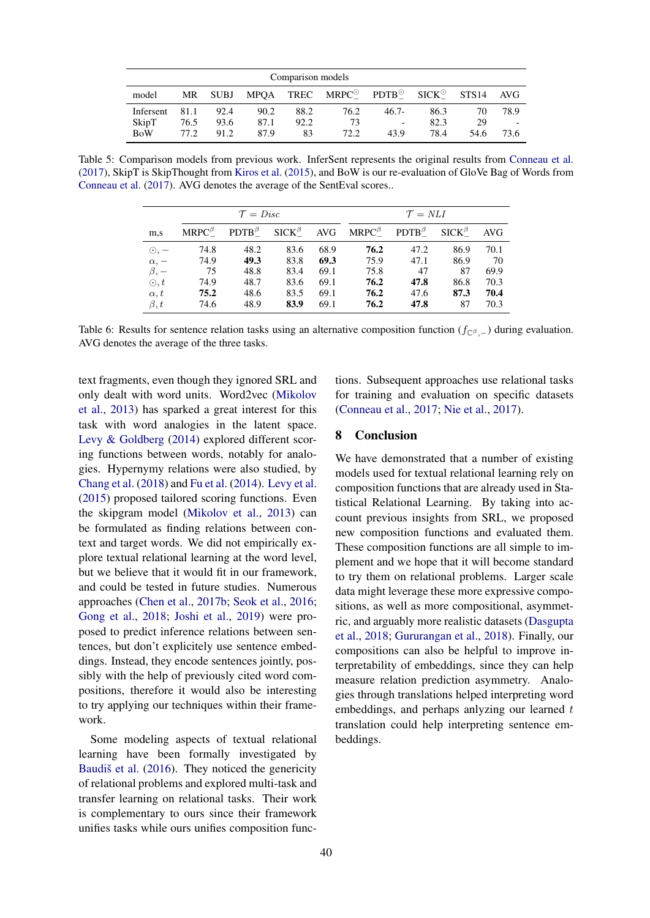| Comparison models | | | | | | | | | |
|---|---|---|---|---|---|---|---|---|---|
| model | MR | SUBJ | MPQA | TREC | MRPC$^{\odot}_{-}$ | PDTB$^{\odot}_{-}$ | SICK$^{\odot}_{-}$ | STS14 | AVG |
| Infersent | 81.1 | 92.4 | 90.2 | 88.2 | 76.2 | 46.7- | 86.3 | 70 | 78.9 |
| SkipT | 76.5 | 93.6 | 87.1 | 92.2 | 73 | - | 82.3 | 29 | - |
| BoW | 77.2 | 91.2 | 87.9 | 83 | 72.2 | 43.9 | 78.4 | 54.6 | 73.6 |

Table 5: Comparison models from previous work. InferSent represents the original results from Conneau et al. (2017), SkipT is SkipThought from Kiros et al. (2015), and BoW is our re-evaluation of GloVe Bag of Words from Conneau et al. (2017). AVG denotes the average of the SentEval scores..

| | $\mathcal{T} = Disc$ | | | | $\mathcal{T} = NLI$ | | | |
|---|---|---|---|---|---|---|---|---|
| m,s | MRPC$^{\beta}_{-}$ | PDTB$^{\beta}_{-}$ | SICK$^{\beta}_{-}$ | AVG | MRPC$^{\beta}_{-}$ | PDTB$^{\beta}_{-}$ | SICK$^{\beta}_{-}$ | AVG |
| $\odot, -$ | 74.8 | 48.2 | 83.6 | 68.9 | **76.2** | 47.2 | 86.9 | 70.1 |
| $\alpha, -$ | 74.9 | **49.3** | 83.8 | **69.3** | 75.9 | 47.1 | 86.9 | 70 |
| $\beta, -$ | 75 | 48.8 | 83.4 | 69.1 | 75.8 | 47 | 87 | 69.9 |
| $\odot, t$ | 74.9 | 48.7 | 83.6 | 69.1 | **76.2** | **47.8** | 86.8 | 70.3 |
| $\alpha, t$ | **75.2** | 48.6 | 83.5 | 69.1 | **76.2** | 47.6 | **87.3** | **70.4** |
| $\beta, t$ | 74.6 | 48.9 | **83.9** | 69.1 | **76.2** | **47.8** | 87 | 70.3 |

Table 6: Results for sentence relation tasks using an alternative composition function ($f_{\mathbb{C}^{\beta},-}$) during evaluation. AVG denotes the average of the three tasks.

text fragments, even though they ignored SRL and only dealt with word units. Word2vec (Mikolov et al., 2013) has sparked a great interest for this task with word analogies in the latent space. Levy & Goldberg (2014) explored different scoring functions between words, notably for analogies. Hypernymy relations were also studied, by Chang et al. (2018) and Fu et al. (2014). Levy et al. (2015) proposed tailored scoring functions. Even the skipgram model (Mikolov et al., 2013) can be formulated as finding relations between context and target words. We did not empirically explore textual relational learning at the word level, but we believe that it would fit in our framework, and could be tested in future studies. Numerous approaches (Chen et al., 2017b; Seok et al., 2016; Gong et al., 2018; Joshi et al., 2019) were proposed to predict inference relations between sentences, but don't explicitely use sentence embeddings. Instead, they encode sentences jointly, possibly with the help of previously cited word compositions, therefore it would also be interesting to try applying our techniques within their framework.

Some modeling aspects of textual relational learning have been formally investigated by Baudiš et al. (2016). They noticed the genericity of relational problems and explored multi-task and transfer learning on relational tasks. Their work is complementary to ours since their framework unifies tasks while ours unifies composition functions. Subsequent approaches use relational tasks for training and evaluation on specific datasets (Conneau et al., 2017; Nie et al., 2017).

## 8 Conclusion

We have demonstrated that a number of existing models used for textual relational learning rely on composition functions that are already used in Statistical Relational Learning. By taking into account previous insights from SRL, we proposed new composition functions and evaluated them. These composition functions are all simple to implement and we hope that it will become standard to try them on relational problems. Larger scale data might leverage these more expressive compositions, as well as more compositional, asymmetric, and arguably more realistic datasets (Dasgupta et al., 2018; Gururangan et al., 2018). Finally, our compositions can also be helpful to improve interpretability of embeddings, since they can help measure relation prediction asymmetry. Analogies through translations helped interpreting word embeddings, and perhaps anlyzing our learned $t$ translation could help interpreting sentence embeddings.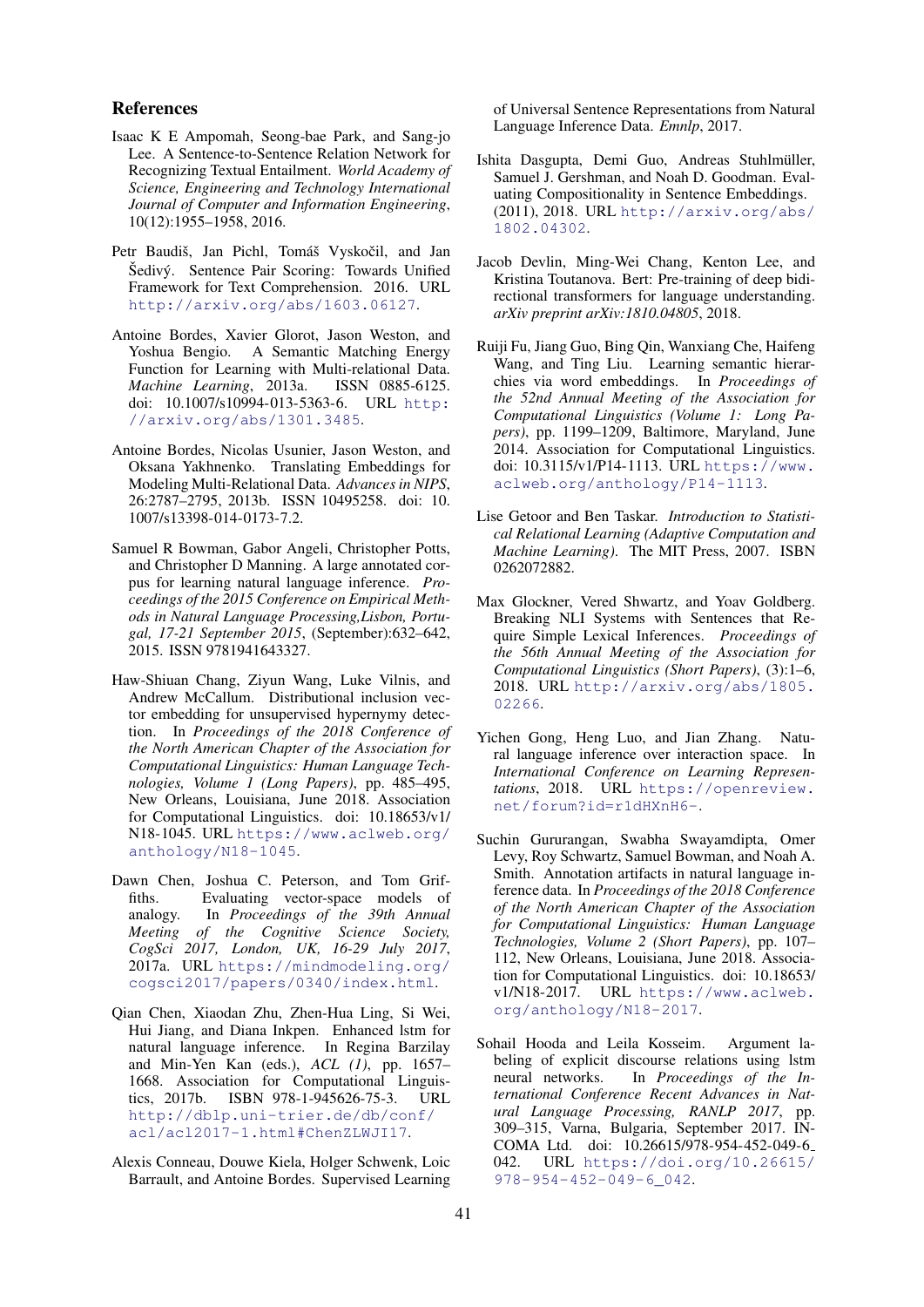## References

Isaac K E Ampomah, Seong-bae Park, and Sang-jo Lee. A Sentence-to-Sentence Relation Network for Recognizing Textual Entailment. *World Academy of Science, Engineering and Technology International Journal of Computer and Information Engineering*, 10(12):1955–1958, 2016.

Petr Baudiš, Jan Pichl, Tomáš Vyskočil, and Jan Šedivý. Sentence Pair Scoring: Towards Unified Framework for Text Comprehension. 2016. URL http://arxiv.org/abs/1603.06127.

Antoine Bordes, Xavier Glorot, Jason Weston, and Yoshua Bengio. A Semantic Matching Energy Function for Learning with Multi-relational Data. *Machine Learning*, 2013a. ISSN 0885-6125. doi: 10.1007/s10994-013-5363-6. URL http://arxiv.org/abs/1301.3485.

Antoine Bordes, Nicolas Usunier, Jason Weston, and Oksana Yakhnenko. Translating Embeddings for Modeling Multi-Relational Data. *Advances in NIPS*, 26:2787–2795, 2013b. ISSN 10495258. doi: 10.1007/s13398-014-0173-7.2.

Samuel R Bowman, Gabor Angeli, Christopher Potts, and Christopher D Manning. A large annotated corpus for learning natural language inference. *Proceedings of the 2015 Conference on Empirical Methods in Natural Language Processing,Lisbon, Portugal, 17-21 September 2015*, (September):632–642, 2015. ISSN 9781941643327.

Haw-Shiuan Chang, Ziyun Wang, Luke Vilnis, and Andrew McCallum. Distributional inclusion vector embedding for unsupervised hypernymy detection. In *Proceedings of the 2018 Conference of the North American Chapter of the Association for Computational Linguistics: Human Language Technologies, Volume 1 (Long Papers)*, pp. 485–495, New Orleans, Louisiana, June 2018. Association for Computational Linguistics. doi: 10.18653/v1/N18-1045. URL https://www.aclweb.org/anthology/N18-1045.

Dawn Chen, Joshua C. Peterson, and Tom Griffiths. Evaluating vector-space models of analogy. In *Proceedings of the 39th Annual Meeting of the Cognitive Science Society, CogSci 2017, London, UK, 16-29 July 2017*, 2017a. URL https://mindmodeling.org/cogsci2017/papers/0340/index.html.

Qian Chen, Xiaodan Zhu, Zhen-Hua Ling, Si Wei, Hui Jiang, and Diana Inkpen. Enhanced lstm for natural language inference. In Regina Barzilay and Min-Yen Kan (eds.), *ACL (1)*, pp. 1657–1668. Association for Computational Linguistics, 2017b. ISBN 978-1-945626-75-3. URL http://dblp.uni-trier.de/db/conf/acl/acl2017-1.html#ChenZLWJI17.

Alexis Conneau, Douwe Kiela, Holger Schwenk, Loic Barrault, and Antoine Bordes. Supervised Learning of Universal Sentence Representations from Natural Language Inference Data. *Emnlp*, 2017.

Ishita Dasgupta, Demi Guo, Andreas Stuhlmüller, Samuel J. Gershman, and Noah D. Goodman. Evaluating Compositionality in Sentence Embeddings. (2011), 2018. URL http://arxiv.org/abs/1802.04302.

Jacob Devlin, Ming-Wei Chang, Kenton Lee, and Kristina Toutanova. Bert: Pre-training of deep bidirectional transformers for language understanding. *arXiv preprint arXiv:1810.04805*, 2018.

Ruiji Fu, Jiang Guo, Bing Qin, Wanxiang Che, Haifeng Wang, and Ting Liu. Learning semantic hierarchies via word embeddings. In *Proceedings of the 52nd Annual Meeting of the Association for Computational Linguistics (Volume 1: Long Papers)*, pp. 1199–1209, Baltimore, Maryland, June 2014. Association for Computational Linguistics. doi: 10.3115/v1/P14-1113. URL https://www.aclweb.org/anthology/P14-1113.

Lise Getoor and Ben Taskar. *Introduction to Statistical Relational Learning (Adaptive Computation and Machine Learning)*. The MIT Press, 2007. ISBN 0262072882.

Max Glockner, Vered Shwartz, and Yoav Goldberg. Breaking NLI Systems with Sentences that Require Simple Lexical Inferences. *Proceedings of the 56th Annual Meeting of the Association for Computational Linguistics (Short Papers)*, (3):1–6, 2018. URL http://arxiv.org/abs/1805.02266.

Yichen Gong, Heng Luo, and Jian Zhang. Natural language inference over interaction space. In *International Conference on Learning Representations*, 2018. URL https://openreview.net/forum?id=r1dHXnH6-.

Suchin Gururangan, Swabha Swayamdipta, Omer Levy, Roy Schwartz, Samuel Bowman, and Noah A. Smith. Annotation artifacts in natural language inference data. In *Proceedings of the 2018 Conference of the North American Chapter of the Association for Computational Linguistics: Human Language Technologies, Volume 2 (Short Papers)*, pp. 107–112, New Orleans, Louisiana, June 2018. Association for Computational Linguistics. doi: 10.18653/v1/N18-2017. URL https://www.aclweb.org/anthology/N18-2017.

Sohail Hooda and Leila Kosseim. Argument labeling of explicit discourse relations using lstm neural networks. In *Proceedings of the International Conference Recent Advances in Natural Language Processing, RANLP 2017*, pp. 309–315, Varna, Bulgaria, September 2017. INCOMA Ltd. doi: 10.26615/978-954-452-049-6_042. URL https://doi.org/10.26615/978-954-452-049-6_042.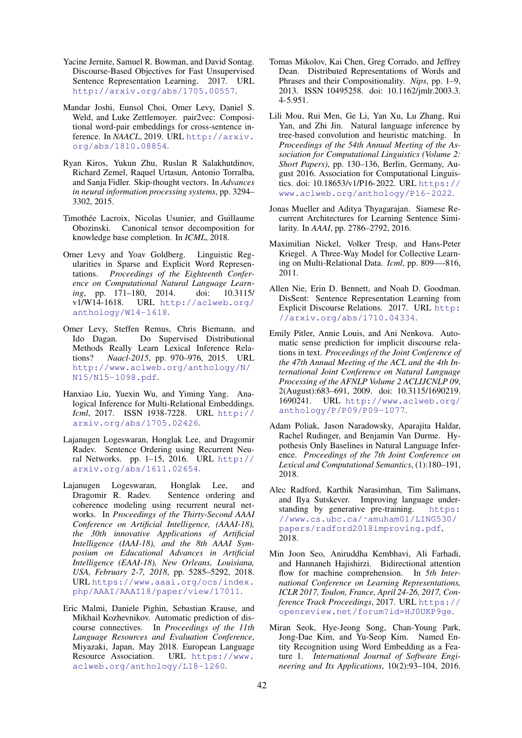Yacine Jernite, Samuel R. Bowman, and David Sontag. Discourse-Based Objectives for Fast Unsupervised Sentence Representation Learning. 2017. URL http://arxiv.org/abs/1705.00557.

Mandar Joshi, Eunsol Choi, Omer Levy, Daniel S. Weld, and Luke Zettlemoyer. pair2vec: Compositional word-pair embeddings for cross-sentence inference. In *NAACL*, 2019. URL http://arxiv.org/abs/1810.08854.

Ryan Kiros, Yukun Zhu, Ruslan R Salakhutdinov, Richard Zemel, Raquel Urtasun, Antonio Torralba, and Sanja Fidler. Skip-thought vectors. In *Advances in neural information processing systems*, pp. 3294–3302, 2015.

Timothée Lacroix, Nicolas Usunier, and Guillaume Obozinski. Canonical tensor decomposition for knowledge base completion. In *ICML*, 2018.

Omer Levy and Yoav Goldberg. Linguistic Regularities in Sparse and Explicit Word Representations. *Proceedings of the Eighteenth Conference on Computational Natural Language Learning*, pp. 171–180, 2014. doi: 10.3115/v1/W14-1618. URL http://aclweb.org/anthology/W14-1618.

Omer Levy, Steffen Remus, Chris Biemann, and Ido Dagan. Do Supervised Distributional Methods Really Learn Lexical Inference Relations? *Naacl-2015*, pp. 970–976, 2015. URL http://www.aclweb.org/anthology/N/N15/N15-1098.pdf.

Hanxiao Liu, Yuexin Wu, and Yiming Yang. Analogical Inference for Multi-Relational Embeddings. *Icml*, 2017. ISSN 1938-7228. URL http://arxiv.org/abs/1705.02426.

Lajanugen Logeswaran, Honglak Lee, and Dragomir Radev. Sentence Ordering using Recurrent Neural Networks. pp. 1–15, 2016. URL http://arxiv.org/abs/1611.02654.

Lajanugen Logeswaran, Honglak Lee, and Dragomir R. Radev. Sentence ordering and coherence modeling using recurrent neural networks. In *Proceedings of the Thirty-Second AAAI Conference on Artificial Intelligence, (AAAI-18), the 30th innovative Applications of Artificial Intelligence (IAAI-18), and the 8th AAAI Symposium on Educational Advances in Artificial Intelligence (EAAI-18), New Orleans, Louisiana, USA, February 2-7, 2018*, pp. 5285–5292, 2018. URL https://www.aaai.org/ocs/index.php/AAAI/AAAI18/paper/view/17011.

Eric Malmi, Daniele Pighin, Sebastian Krause, and Mikhail Kozhevnikov. Automatic prediction of discourse connectives. In *Proceedings of the 11th Language Resources and Evaluation Conference*, Miyazaki, Japan, May 2018. European Language Resource Association. URL https://www.aclweb.org/anthology/L18-1260.

Tomas Mikolov, Kai Chen, Greg Corrado, and Jeffrey Dean. Distributed Representations of Words and Phrases and their Compositionality. *Nips*, pp. 1–9, 2013. ISSN 10495258. doi: 10.1162/jmlr.2003.3.4-5.951.

Lili Mou, Rui Men, Ge Li, Yan Xu, Lu Zhang, Rui Yan, and Zhi Jin. Natural language inference by tree-based convolution and heuristic matching. In *Proceedings of the 54th Annual Meeting of the Association for Computational Linguistics (Volume 2: Short Papers)*, pp. 130–136, Berlin, Germany, August 2016. Association for Computational Linguistics. doi: 10.18653/v1/P16-2022. URL https://www.aclweb.org/anthology/P16-2022.

Jonas Mueller and Aditya Thyagarajan. Siamese Recurrent Architectures for Learning Sentence Similarity. In *AAAI*, pp. 2786–2792, 2016.

Maximilian Nickel, Volker Tresp, and Hans-Peter Kriegel. A Three-Way Model for Collective Learning on Multi-Relational Data. *Icml*, pp. 809—-816, 2011.

Allen Nie, Erin D. Bennett, and Noah D. Goodman. DisSent: Sentence Representation Learning from Explicit Discourse Relations. 2017. URL http://arxiv.org/abs/1710.04334.

Emily Pitler, Annie Louis, and Ani Nenkova. Automatic sense prediction for implicit discourse relations in text. *Proceedings of the Joint Conference of the 47th Annual Meeting of the ACL and the 4th International Joint Conference on Natural Language Processing of the AFNLP Volume 2 ACLIJCNLP 09*, 2(August):683–691, 2009. doi: 10.3115/1690219.1690241. URL http://www.aclweb.org/anthology/P/P09/P09-1077.

Adam Poliak, Jason Naradowsky, Aparajita Haldar, Rachel Rudinger, and Benjamin Van Durme. Hypothesis Only Baselines in Natural Language Inference. *Proceedings of the 7th Joint Conference on Lexical and Computational Semantics*, (1):180–191, 2018.

Alec Radford, Karthik Narasimhan, Tim Salimans, and Ilya Sutskever. Improving language understanding by generative pre-training. https://www.cs.ubc.ca/~amuham01/LING530/papers/radford2018improving.pdf, 2018.

Min Joon Seo, Aniruddha Kembhavi, Ali Farhadi, and Hannaneh Hajishirzi. Bidirectional attention flow for machine comprehension. In *5th International Conference on Learning Representations, ICLR 2017, Toulon, France, April 24-26, 2017, Conference Track Proceedings*, 2017. URL https://openreview.net/forum?id=HJ0UKP9ge.

Miran Seok, Hye-Jeong Song, Chan-Young Park, Jong-Dae Kim, and Yu-Seop Kim. Named Entity Recognition using Word Embedding as a Feature 1. *International Journal of Software Engineering and Its Applications*, 10(2):93–104, 2016.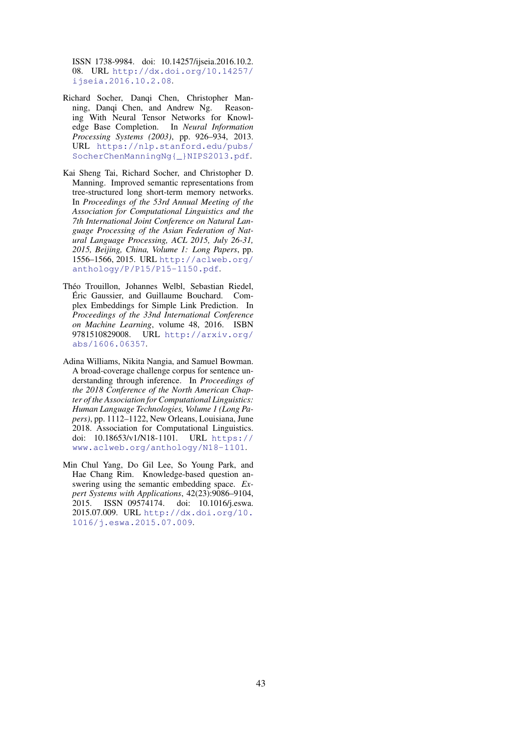ISSN 1738-9984. doi: 10.14257/ijseia.2016.10.2.08. URL http://dx.doi.org/10.14257/ijseia.2016.10.2.08.

Richard Socher, Danqi Chen, Christopher Manning, Danqi Chen, and Andrew Ng. Reasoning With Neural Tensor Networks for Knowledge Base Completion. In *Neural Information Processing Systems (2003)*, pp. 926–934, 2013. URL https://nlp.stanford.edu/pubs/SocherChenManningNg{_}NIPS2013.pdf.

Kai Sheng Tai, Richard Socher, and Christopher D. Manning. Improved semantic representations from tree-structured long short-term memory networks. In *Proceedings of the 53rd Annual Meeting of the Association for Computational Linguistics and the 7th International Joint Conference on Natural Language Processing of the Asian Federation of Natural Language Processing, ACL 2015, July 26-31, 2015, Beijing, China, Volume 1: Long Papers*, pp. 1556–1566, 2015. URL http://aclweb.org/anthology/P/P15/P15-1150.pdf.

Théo Trouillon, Johannes Welbl, Sebastian Riedel, Éric Gaussier, and Guillaume Bouchard. Complex Embeddings for Simple Link Prediction. In *Proceedings of the 33nd International Conference on Machine Learning*, volume 48, 2016. ISBN 9781510829008. URL http://arxiv.org/abs/1606.06357.

Adina Williams, Nikita Nangia, and Samuel Bowman. A broad-coverage challenge corpus for sentence understanding through inference. In *Proceedings of the 2018 Conference of the North American Chapter of the Association for Computational Linguistics: Human Language Technologies, Volume 1 (Long Papers)*, pp. 1112–1122, New Orleans, Louisiana, June 2018. Association for Computational Linguistics. doi: 10.18653/v1/N18-1101. URL https://www.aclweb.org/anthology/N18-1101.

Min Chul Yang, Do Gil Lee, So Young Park, and Hae Chang Rim. Knowledge-based question answering using the semantic embedding space. *Expert Systems with Applications*, 42(23):9086–9104, 2015. ISSN 09574174. doi: 10.1016/j.eswa.2015.07.009. URL http://dx.doi.org/10.1016/j.eswa.2015.07.009.